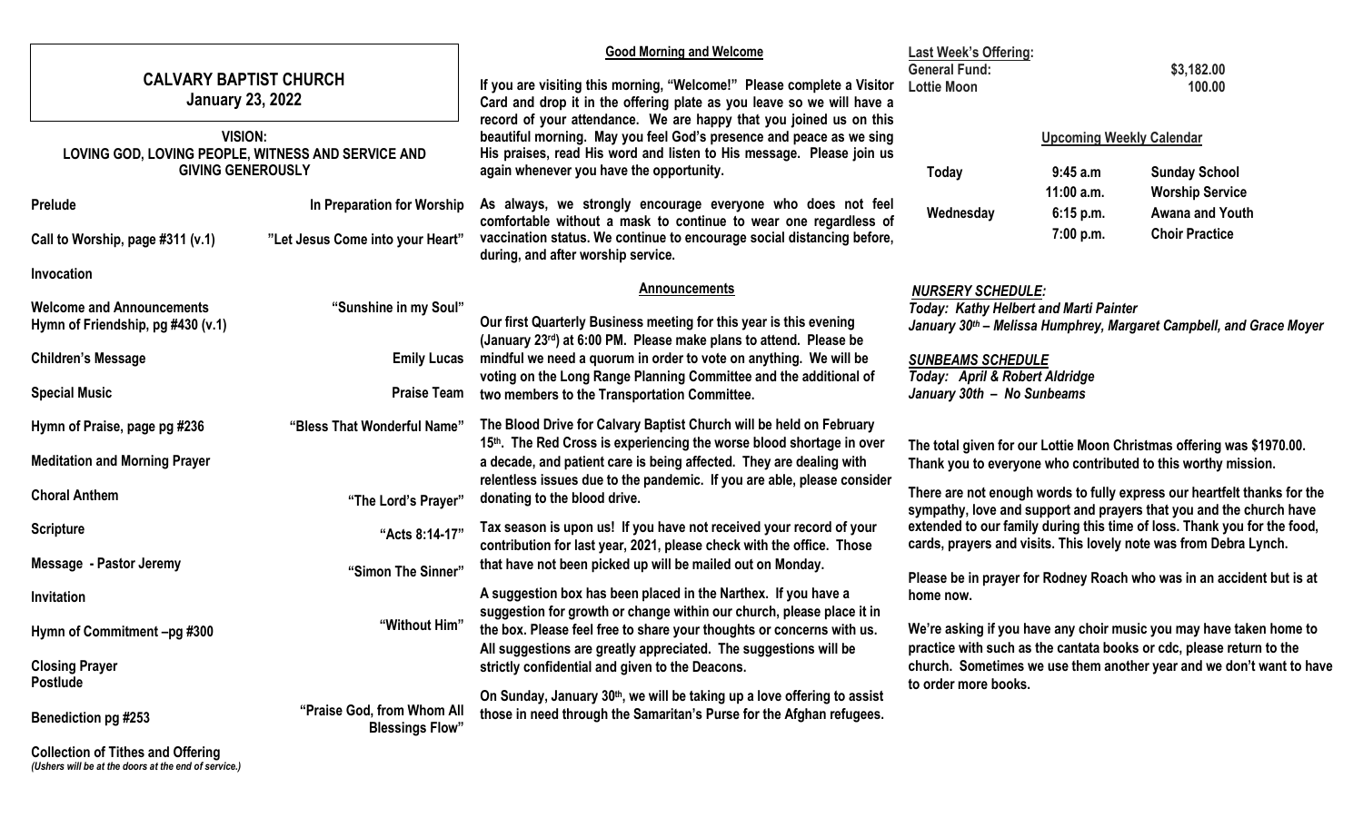# CALVARY BAPTIST CHURCH
## January 23, 2022

**VISION:**
**LOVING GOD, LOVING PEOPLE, WITNESS AND SERVICE AND GIVING GENEROUSLY**

| | |
|---|---|
| **Prelude** | **In Preparation for Worship** |
| **Call to Worship, page #311 (v.1)** | **"Let Jesus Come into your Heart"** |
| **Invocation** | |
| **Welcome and Announcements** | **"Sunshine in my Soul"** |
| **Hymn of Friendship, pg #430 (v.1)** | |
| **Children's Message** | **Emily Lucas** |
| **Special Music** | **Praise Team** |
| **Hymn of Praise, page pg #236** | **"Bless That Wonderful Name"** |
| **Meditation and Morning Prayer** | |
| **Choral Anthem** | **"The Lord's Prayer"** |
| **Scripture** | **"Acts 8:14-17"** |
| **Message - Pastor Jeremy** | **"Simon The Sinner"** |
| **Invitation** | |
| **Hymn of Commitment –pg #300** | **"Without Him"** |
| **Closing Prayer** | |
| **Postlude** | |
| **Benediction pg #253** | **"Praise God, from Whom All Blessings Flow"** |

**Collection of Tithes and Offering**
*(Ushers will be at the doors at the end of service.)*

### Good Morning and Welcome

**If you are visiting this morning, "Welcome!" Please complete a Visitor Card and drop it in the offering plate as you leave so we will have a record of your attendance. We are happy that you joined us on this beautiful morning. May you feel God's presence and peace as we sing His praises, read His word and listen to His message. Please join us again whenever you have the opportunity.**

**As always, we strongly encourage everyone who does not feel comfortable without a mask to continue to wear one regardless of vaccination status. We continue to encourage social distancing before, during, and after worship service.**

### Announcements

**Our first Quarterly Business meeting for this year is this evening (January 23rd) at 6:00 PM. Please make plans to attend. Please be mindful we need a quorum in order to vote on anything. We will be voting on the Long Range Planning Committee and the additional of two members to the Transportation Committee.**

**The Blood Drive for Calvary Baptist Church will be held on February 15th. The Red Cross is experiencing the worse blood shortage in over a decade, and patient care is being affected. They are dealing with relentless issues due to the pandemic. If you are able, please consider donating to the blood drive.**

**Tax season is upon us! If you have not received your record of your contribution for last year, 2021, please check with the office. Those that have not been picked up will be mailed out on Monday.**

**A suggestion box has been placed in the Narthex. If you have a suggestion for growth or change within our church, please place it in the box. Please feel free to share your thoughts or concerns with us. All suggestions are greatly appreciated. The suggestions will be strictly confidential and given to the Deacons.**

**On Sunday, January 30th, we will be taking up a love offering to assist those in need through the Samaritan's Purse for the Afghan refugees.**

**Last Week's Offering:**

| | |
|---|---|
| **General Fund:** | **$3,182.00** |
| **Lottie Moon** | **100.00** |

### Upcoming Weekly Calendar

| | | |
|---|---|---|
| **Today** | **9:45 a.m** | **Sunday School** |
| | **11:00 a.m.** | **Worship Service** |
| **Wednesday** | **6:15 p.m.** | **Awana and Youth** |
| | **7:00 p.m.** | **Choir Practice** |

***NURSERY SCHEDULE:***
***Today: Kathy Helbert and Marti Painter***
***January 30th – Melissa Humphrey, Margaret Campbell, and Grace Moyer***

***SUNBEAMS SCHEDULE***
***Today: April & Robert Aldridge***
***January 30th – No Sunbeams***

**The total given for our Lottie Moon Christmas offering was $1970.00. Thank you to everyone who contributed to this worthy mission.**

**There are not enough words to fully express our heartfelt thanks for the sympathy, love and support and prayers that you and the church have extended to our family during this time of loss. Thank you for the food, cards, prayers and visits. This lovely note was from Debra Lynch.**

**Please be in prayer for Rodney Roach who was in an accident but is at home now.**

**We're asking if you have any choir music you may have taken home to practice with such as the cantata books or cdc, please return to the church. Sometimes we use them another year and we don't want to have to order more books.**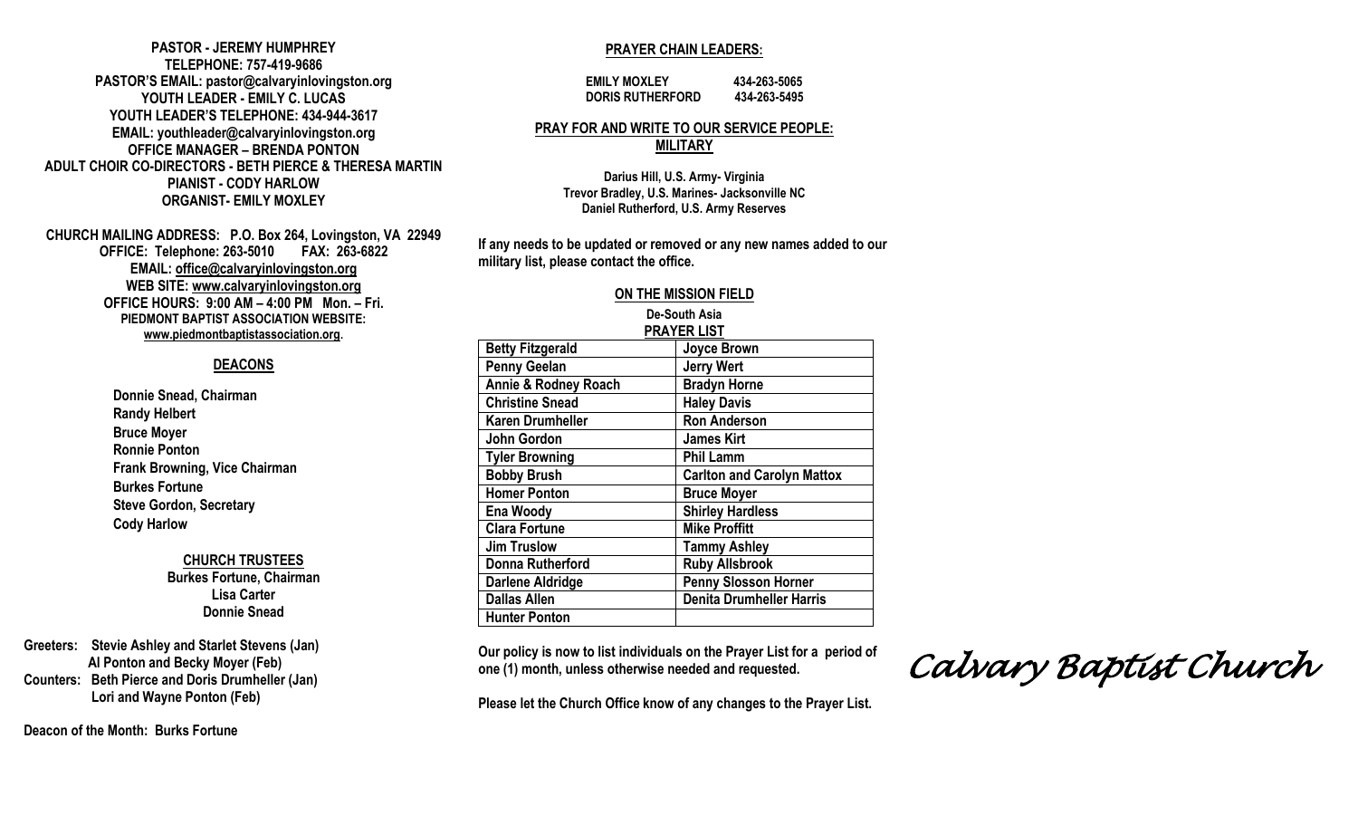**PASTOR - JEREMY HUMPHREY**
**TELEPHONE: 757-419-9686**
**PASTOR'S EMAIL: pastor@calvaryinlovingston.org**
**YOUTH LEADER - EMILY C. LUCAS**
**YOUTH LEADER'S TELEPHONE: 434-944-3617**
**EMAIL: youthleader@calvaryinlovingston.org**
**OFFICE MANAGER – BRENDA PONTON**
**ADULT CHOIR CO-DIRECTORS - BETH PIERCE & THERESA MARTIN**
**PIANIST - CODY HARLOW**
**ORGANIST- EMILY MOXLEY**

**CHURCH MAILING ADDRESS: P.O. Box 264, Lovingston, VA 22949**
**OFFICE: Telephone: 263-5010 FAX: 263-6822**
**EMAIL: office@calvaryinlovingston.org**
**WEB SITE: www.calvaryinlovingston.org**
**OFFICE HOURS: 9:00 AM – 4:00 PM Mon. – Fri.**
**PIEDMONT BAPTIST ASSOCIATION WEBSITE:**
**www.piedmontbaptistassociation.org.**

## DEACONS

**Donnie Snead, Chairman**
**Randy Helbert**
**Bruce Moyer**
**Ronnie Ponton**
**Frank Browning, Vice Chairman**
**Burkes Fortune**
**Steve Gordon, Secretary**
**Cody Harlow**

## CHURCH TRUSTEES

**Burkes Fortune, Chairman**
**Lisa Carter**
**Donnie Snead**

**Greeters: Stevie Ashley and Starlet Stevens (Jan)**
**Al Ponton and Becky Moyer (Feb)**
**Counters: Beth Pierce and Doris Drumheller (Jan)**
**Lori and Wayne Ponton (Feb)**

**Deacon of the Month: Burks Fortune**

## PRAYER CHAIN LEADERS:

**EMILY MOXLEY 434-263-5065**
**DORIS RUTHERFORD 434-263-5495**

## PRAY FOR AND WRITE TO OUR SERVICE PEOPLE:

## MILITARY

**Darius Hill, U.S. Army- Virginia**
**Trevor Bradley, U.S. Marines- Jacksonville NC**
**Daniel Rutherford, U.S. Army Reserves**

**If any needs to be updated or removed or any new names added to our military list, please contact the office.**

## ON THE MISSION FIELD

**De-South Asia**

## PRAYER LIST

| | |
|---|---|
| Betty Fitzgerald | Joyce Brown |
| Penny Geelan | Jerry Wert |
| Annie & Rodney Roach | Bradyn Horne |
| Christine Snead | Haley Davis |
| Karen Drumheller | Ron Anderson |
| John Gordon | James Kirt |
| Tyler Browning | Phil Lamm |
| Bobby Brush | Carlton and Carolyn Mattox |
| Homer Ponton | Bruce Moyer |
| Ena Woody | Shirley Hardless |
| Clara Fortune | Mike Proffitt |
| Jim Truslow | Tammy Ashley |
| Donna Rutherford | Ruby Allsbrook |
| Darlene Aldridge | Penny Slosson Horner |
| Dallas Allen | Denita Drumheller Harris |
| Hunter Ponton | |

**Our policy is now to list individuals on the Prayer List for a period of one (1) month, unless otherwise needed and requested.**

**Please let the Church Office know of any changes to the Prayer List.**

*Calvary Baptist Church*